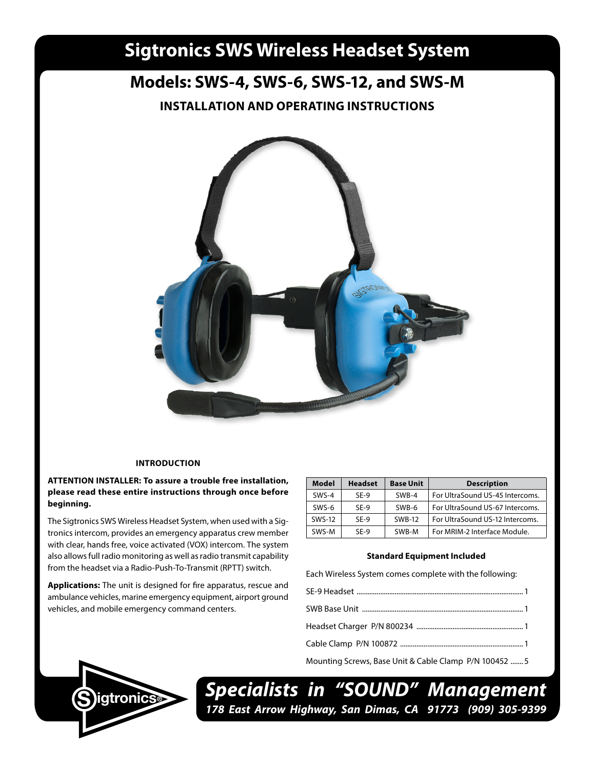# Sigtronics SWS Wireless Headset System

## Models: SWS-4, SWS-6, SWS-12, and SWS-M

### INSTALLATION AND OPERATING INSTRUCTIONS

#### INTRODUCTION

**ATTENTION INSTALLER: To assure a trouble free installation, please read these entire instructions through once before beginning.**

The Sigtronics SWS Wireless Headset System, when used with a Sigtronics intercom, provides an emergency apparatus crew member with clear, hands free, voice activated (VOX) intercom. The system also allows full radio monitoring as well as radio transmit capability from the headset via a Radio-Push-To-Transmit (RPTT) switch.

**Applications:** The unit is designed for fire apparatus, rescue and ambulance vehicles, marine emergency equipment, airport ground vehicles, and mobile emergency command centers.

| Model | Headset | Base Unit | Description |
|---|---|---|---|
| SWS-4 | SE-9 | SWB-4 | For UltraSound US-45 Intercoms. |
| SWS-6 | SE-9 | SWB-6 | For UltraSound US-67 Intercoms. |
| SWS-12 | SE-9 | SWB-12 | For UltraSound US-12 Intercoms. |
| SWS-M | SE-9 | SWB-M | For MRIM-2 Interface Module. |

**Standard Equipment Included**

Each Wireless System comes complete with the following:

SE-9 Headset ........ 1

SWB Base Unit ........ 1

Headset Charger P/N 800234 ........ 1

Cable Clamp P/N 100872 ........ 1

Mounting Screws, Base Unit & Cable Clamp P/N 100452 ........ 5

Sigtronics®

***Specialists in "SOUND" Management***

***178 East Arrow Highway, San Dimas, CA 91773 (909) 305-9399***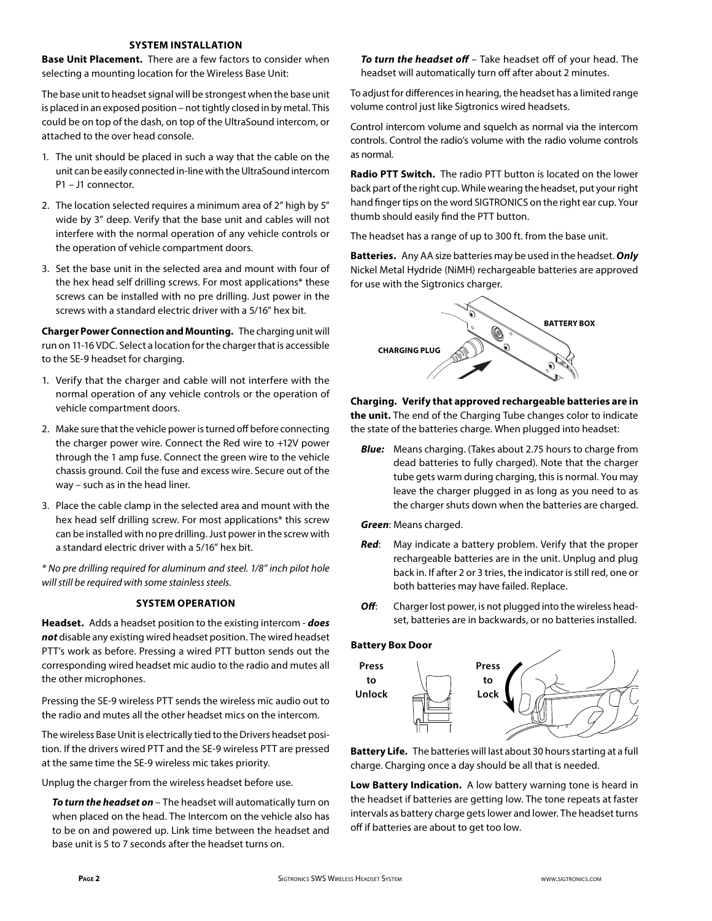## SYSTEM INSTALLATION

**Base Unit Placement.** There are a few factors to consider when selecting a mounting location for the Wireless Base Unit:

The base unit to headset signal will be strongest when the base unit is placed in an exposed position – not tightly closed in by metal. This could be on top of the dash, on top of the UltraSound intercom, or attached to the over head console.

1. The unit should be placed in such a way that the cable on the unit can be easily connected in-line with the UltraSound intercom P1 – J1 connector.
2. The location selected requires a minimum area of 2" high by 5" wide by 3" deep. Verify that the base unit and cables will not interfere with the normal operation of any vehicle controls or the operation of vehicle compartment doors.
3. Set the base unit in the selected area and mount with four of the hex head self drilling screws. For most applications* these screws can be installed with no pre drilling. Just power in the screws with a standard electric driver with a 5/16" hex bit.

**Charger Power Connection and Mounting.** The charging unit will run on 11-16 VDC. Select a location for the charger that is accessible to the SE-9 headset for charging.

1. Verify that the charger and cable will not interfere with the normal operation of any vehicle controls or the operation of vehicle compartment doors.
2. Make sure that the vehicle power is turned off before connecting the charger power wire. Connect the Red wire to +12V power through the 1 amp fuse. Connect the green wire to the vehicle chassis ground. Coil the fuse and excess wire. Secure out of the way – such as in the head liner.
3. Place the cable clamp in the selected area and mount with the hex head self drilling screw. For most applications* this screw can be installed with no pre drilling. Just power in the screw with a standard electric driver with a 5/16" hex bit.

*\* No pre drilling required for aluminum and steel. 1/8" inch pilot hole will still be required with some stainless steels.*

## SYSTEM OPERATION

**Headset.** Adds a headset position to the existing intercom - ***does not*** disable any existing wired headset position. The wired headset PTT's work as before. Pressing a wired PTT button sends out the corresponding wired headset mic audio to the radio and mutes all the other microphones.

Pressing the SE-9 wireless PTT sends the wireless mic audio out to the radio and mutes all the other headset mics on the intercom.

The wireless Base Unit is electrically tied to the Drivers headset position. If the drivers wired PTT and the SE-9 wireless PTT are pressed at the same time the SE-9 wireless mic takes priority.

Unplug the charger from the wireless headset before use.

***To turn the headset on*** – The headset will automatically turn on when placed on the head. The Intercom on the vehicle also has to be on and powered up. Link time between the headset and base unit is 5 to 7 seconds after the headset turns on.

***To turn the headset off*** – Take headset off of your head. The headset will automatically turn off after about 2 minutes.

To adjust for differences in hearing, the headset has a limited range volume control just like Sigtronics wired headsets.

Control intercom volume and squelch as normal via the intercom controls. Control the radio's volume with the radio volume controls as normal.

**Radio PTT Switch.** The radio PTT button is located on the lower back part of the right cup. While wearing the headset, put your right hand finger tips on the word SIGTRONICS on the right ear cup. Your thumb should easily find the PTT button.

The headset has a range of up to 300 ft. from the base unit.

**Batteries.** Any AA size batteries may be used in the headset. ***Only*** Nickel Metal Hydride (NiMH) rechargeable batteries are approved for use with the Sigtronics charger.

BATTERY BOX

CHARGING PLUG

**Charging. Verify that approved rechargeable batteries are in the unit.** The end of the Charging Tube changes color to indicate the state of the batteries charge. When plugged into headset:

- ***Blue:*** Means charging. (Takes about 2.75 hours to charge from dead batteries to fully charged). Note that the charger tube gets warm during charging, this is normal. You may leave the charger plugged in as long as you need to as the charger shuts down when the batteries are charged.
- ***Green***: Means charged.
- ***Red***: May indicate a battery problem. Verify that the proper rechargeable batteries are in the unit. Unplug and plug back in. If after 2 or 3 tries, the indicator is still red, one or both batteries may have failed. Replace.
- ***Off***: Charger lost power, is not plugged into the wireless headset, batteries are in backwards, or no batteries installed.

**Battery Box Door**

Press to Unlock

Press to Lock

**Battery Life.** The batteries will last about 30 hours starting at a full charge. Charging once a day should be all that is needed.

**Low Battery Indication.** A low battery warning tone is heard in the headset if batteries are getting low. The tone repeats at faster intervals as battery charge gets lower and lower. The headset turns off if batteries are about to get too low.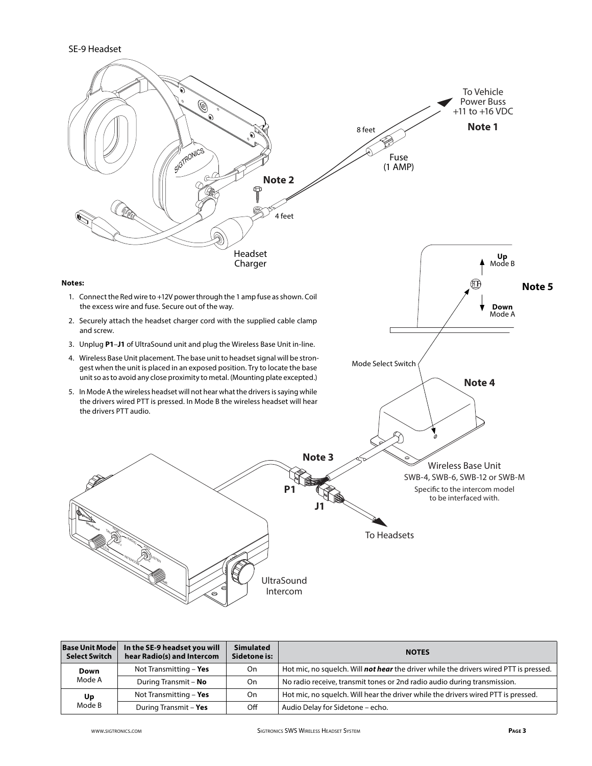SE-9 Headset

To Vehicle Power Buss +11 to +16 VDC

**Note 1**

8 feet

Fuse (1 AMP)

**Note 2**

4 feet

Headset Charger

**Up** Mode B

**Note 5**

**Down** Mode A

**Notes:**

1. Connect the Red wire to +12V power through the 1 amp fuse as shown. Coil the excess wire and fuse. Secure out of the way.
2. Securely attach the headset charger cord with the supplied cable clamp and screw.
3. Unplug **P1**–**J1** of UltraSound unit and plug the Wireless Base Unit in-line.
4. Wireless Base Unit placement. The base unit to headset signal will be strongest when the unit is placed in an exposed position. Try to locate the base unit so as to avoid any close proximity to metal. (Mounting plate excepted.)
5. In Mode A the wireless headset will not hear what the drivers is saying while the drivers wired PTT is pressed. In Mode B the wireless headset will hear the drivers PTT audio.

Mode Select Switch

**Note 4**

**Note 3**

Wireless Base Unit
SWB-4, SWB-6, SWB-12 or SWB-M
Specific to the intercom model to be interfaced with.

**P1**

**J1**

To Headsets

UltraSound Intercom

| Base Unit Mode Select Switch | In the SE-9 headset you will hear Radio(s) and Intercom | Simulated Sidetone is: | NOTES |
|---|---|---|---|
| **Down** Mode A | Not Transmitting – **Yes** | On | Hot mic, no squelch. Will ***not hear*** the driver while the drivers wired PTT is pressed. |
| | During Transmit – **No** | On | No radio receive, transmit tones or 2nd radio audio during transmission. |
| **Up** Mode B | Not Transmitting – **Yes** | On | Hot mic, no squelch. Will hear the driver while the drivers wired PTT is pressed. |
| | During Transmit – **Yes** | Off | Audio Delay for Sidetone – echo. |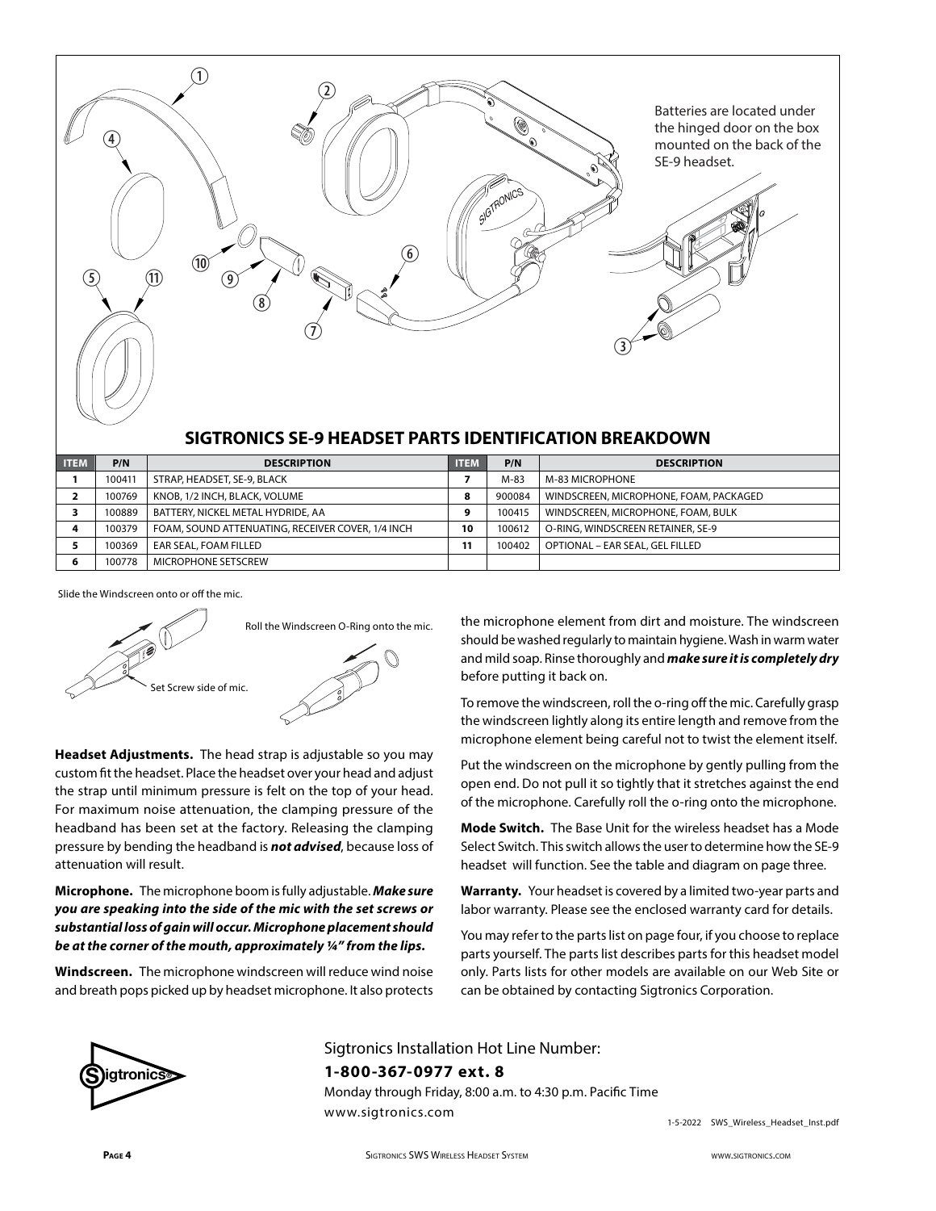Batteries are located under the hinged door on the box mounted on the back of the SE-9 headset.

## SIGTRONICS SE-9 HEADSET PARTS IDENTIFICATION BREAKDOWN

| ITEM | P/N | DESCRIPTION | ITEM | P/N | DESCRIPTION |
|---|---|---|---|---|---|
| 1 | 100411 | STRAP, HEADSET, SE-9, BLACK | 7 | M-83 | M-83 MICROPHONE |
| 2 | 100769 | KNOB, 1/2 INCH, BLACK, VOLUME | 8 | 900084 | WINDSCREEN, MICROPHONE, FOAM, PACKAGED |
| 3 | 100889 | BATTERY, NICKEL METAL HYDRIDE, AA | 9 | 100415 | WINDSCREEN, MICROPHONE, FOAM, BULK |
| 4 | 100379 | FOAM, SOUND ATTENUATING, RECEIVER COVER, 1/4 INCH | 10 | 100612 | O-RING, WINDSCREEN RETAINER, SE-9 |
| 5 | 100369 | EAR SEAL, FOAM FILLED | 11 | 100402 | OPTIONAL – EAR SEAL, GEL FILLED |
| 6 | 100778 | MICROPHONE SETSCREW | | | |

Slide the Windscreen onto or off the mic.

Set Screw side of mic.

Roll the Windscreen O-Ring onto the mic.

**Headset Adjustments.** The head strap is adjustable so you may custom fit the headset. Place the headset over your head and adjust the strap until minimum pressure is felt on the top of your head. For maximum noise attenuation, the clamping pressure of the headband has been set at the factory. Releasing the clamping pressure by bending the headband is ***not advised***, because loss of attenuation will result.

**Microphone.** The microphone boom is fully adjustable. ***Make sure you are speaking into the side of the mic with the set screws or substantial loss of gain will occur. Microphone placement should be at the corner of the mouth, approximately ¼" from the lips.***

**Windscreen.** The microphone windscreen will reduce wind noise and breath pops picked up by headset microphone. It also protects the microphone element from dirt and moisture. The windscreen should be washed regularly to maintain hygiene. Wash in warm water and mild soap. Rinse thoroughly and ***make sure it is completely dry*** before putting it back on.

To remove the windscreen, roll the o-ring off the mic. Carefully grasp the windscreen lightly along its entire length and remove from the microphone element being careful not to twist the element itself.

Put the windscreen on the microphone by gently pulling from the open end. Do not pull it so tightly that it stretches against the end of the microphone. Carefully roll the o-ring onto the microphone.

**Mode Switch.** The Base Unit for the wireless headset has a Mode Select Switch. This switch allows the user to determine how the SE-9 headset will function. See the table and diagram on page three.

**Warranty.** Your headset is covered by a limited two-year parts and labor warranty. Please see the enclosed warranty card for details.

You may refer to the parts list on page four, if you choose to replace parts yourself. The parts list describes parts for this headset model only. Parts lists for other models are available on our Web Site or can be obtained by contacting Sigtronics Corporation.

Sigtronics Installation Hot Line Number:

**1-800-367-0977 ext. 8**

Monday through Friday, 8:00 a.m. to 4:30 p.m. Pacific Time

www.sigtronics.com

1-5-2022 SWS_Wireless_Headset_Inst.pdf